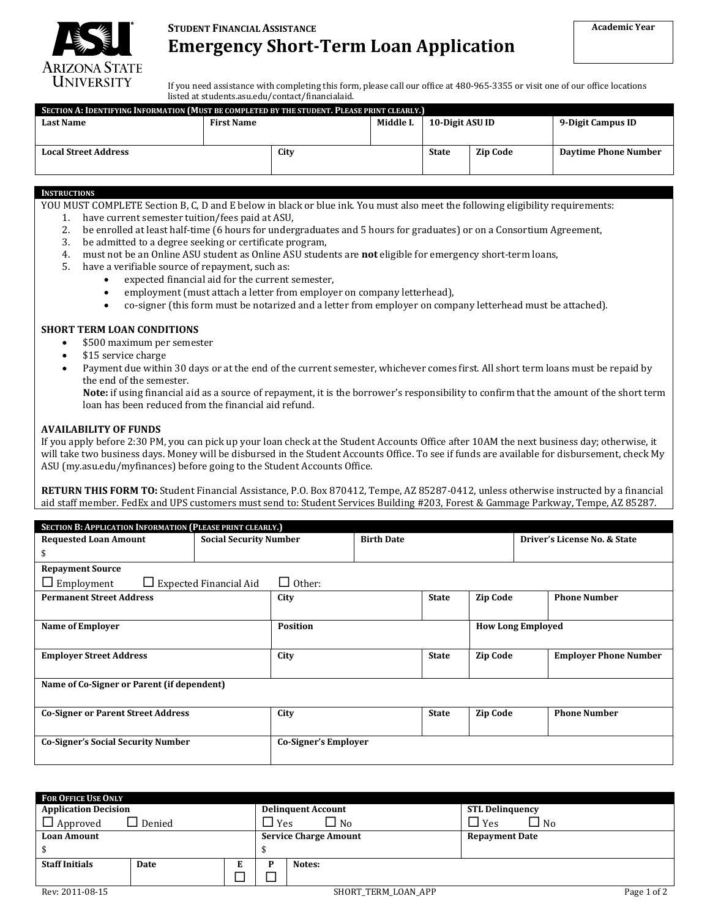**Student Financial Assistance**

# Emergency Short-Term Loan Application

| Academic Year |
| --- |
| |

If you need assistance with completing this form, please call our office at 480-965-3355 or visit one of our office locations listed at students.asu.edu/contact/financialaid.

## Section A: Identifying Information (Must be completed by the student. Please print clearly.)

| Last Name | First Name | Middle I. | 10-Digit ASU ID | 9-Digit Campus ID |
| --- | --- | --- | --- | --- |
| | | | | |

| Local Street Address | City | State | Zip Code | Daytime Phone Number |
| --- | --- | --- | --- | --- |
| | | | | |

## Instructions

YOU MUST COMPLETE Section B, C, D and E below in black or blue ink. You must also meet the following eligibility requirements:

1. have current semester tuition/fees paid at ASU,
2. be enrolled at least half-time (6 hours for undergraduates and 5 hours for graduates) or on a Consortium Agreement,
3. be admitted to a degree seeking or certificate program,
4. must not be an Online ASU student as Online ASU students are **not** eligible for emergency short-term loans,
5. have a verifiable source of repayment, such as:
   - expected financial aid for the current semester,
   - employment (must attach a letter from employer on company letterhead),
   - co-signer (this form must be notarized and a letter from employer on company letterhead must be attached).

**SHORT TERM LOAN CONDITIONS**

- $500 maximum per semester
- $15 service charge
- Payment due within 30 days or at the end of the current semester, whichever comes first. All short term loans must be repaid by the end of the semester.
  **Note:** if using financial aid as a source of repayment, it is the borrower's responsibility to confirm that the amount of the short term loan has been reduced from the financial aid refund.

**AVAILABILITY OF FUNDS**

If you apply before 2:30 PM, you can pick up your loan check at the Student Accounts Office after 10AM the next business day; otherwise, it will take two business days. Money will be disbursed in the Student Accounts Office. To see if funds are available for disbursement, check My ASU (my.asu.edu/myfinances) before going to the Student Accounts Office.

**RETURN THIS FORM TO:** Student Financial Assistance, P.O. Box 870412, Tempe, AZ 85287-0412, unless otherwise instructed by a financial aid staff member. FedEx and UPS customers must send to: Student Services Building #203, Forest & Gammage Parkway, Tempe, AZ 85287.

## Section B: Application Information (Please print clearly.)

| Requested Loan Amount | Social Security Number | Birth Date | Driver's License No. & State |
| --- | --- | --- | --- |
| $ | | | |

**Repayment Source**

☐ Employment ☐ Expected Financial Aid ☐ Other:

| Permanent Street Address | City | State | Zip Code | Phone Number |
| --- | --- | --- | --- | --- |
| | | | | |

| Name of Employer | Position | How Long Employed |
| --- | --- | --- |
| | | |

| Employer Street Address | City | State | Zip Code | Employer Phone Number |
| --- | --- | --- | --- | --- |
| | | | | |

| Name of Co-Signer or Parent (if dependent) |
| --- |
| |

| Co-Signer or Parent Street Address | City | State | Zip Code | Phone Number |
| --- | --- | --- | --- | --- |
| | | | | |

| Co-Signer's Social Security Number | Co-Signer's Employer |
| --- | --- |
| | |

## For Office Use Only

| Application Decision | Delinquent Account | STL Delinquency |
| --- | --- | --- |
| ☐ Approved ☐ Denied | ☐ Yes ☐ No | ☐ Yes ☐ No |
| **Loan Amount** | **Service Charge Amount** | **Repayment Date** |
| $ | $ | |

| Staff Initials | Date | E | P | Notes: |
| --- | --- | --- | --- | --- |
| | | ☐ | ☐ | |

Rev: 2011-08-15 SHORT_TERM_LOAN_APP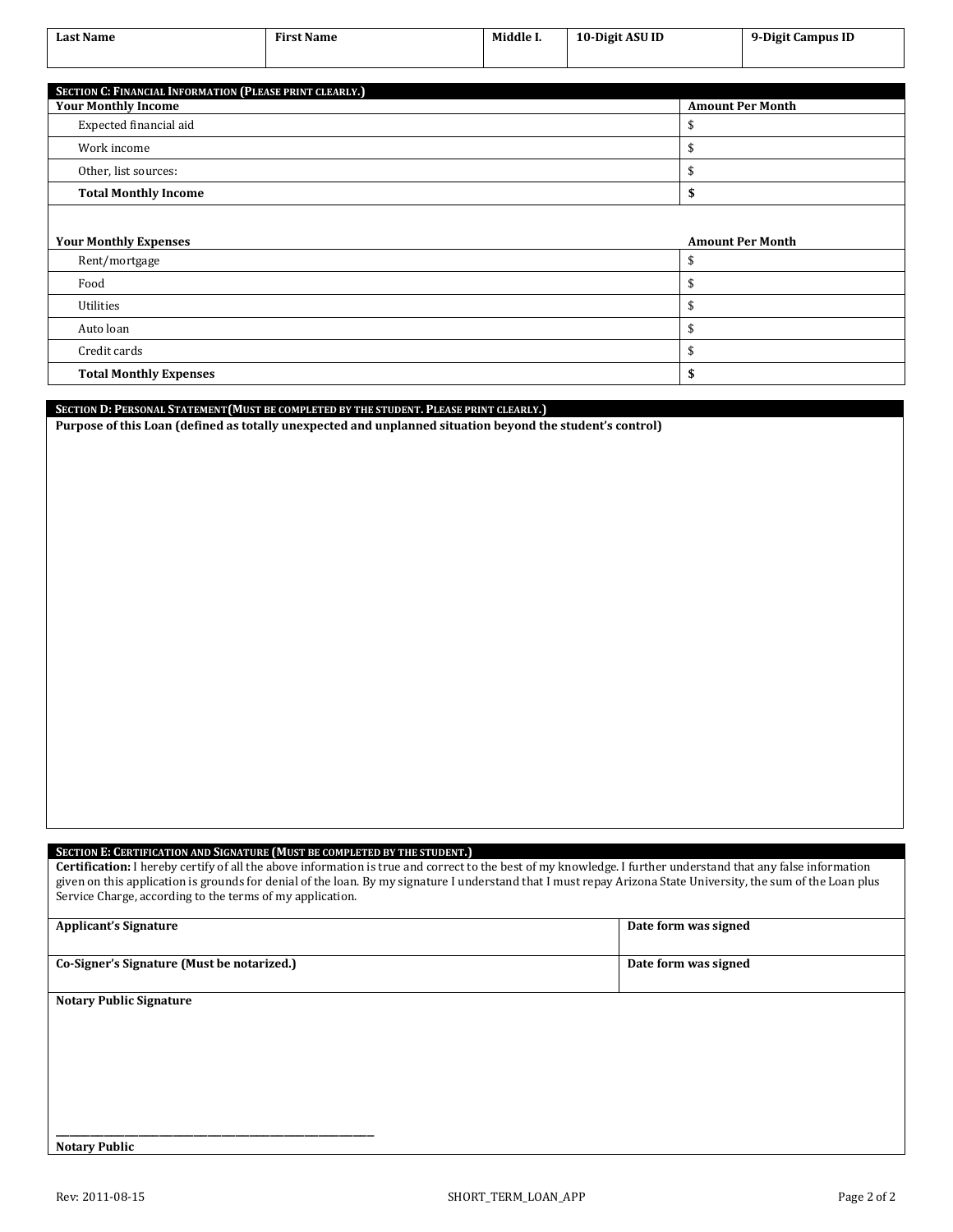| Last Name | First Name | Middle I. | 10-Digit ASU ID | 9-Digit Campus ID |
|---|---|---|---|---|
| | | | | |

## SECTION C: FINANCIAL INFORMATION (PLEASE PRINT CLEARLY.)

| Your Monthly Income | Amount Per Month |
|---|---|
| Expected financial aid | $ |
| Work income | $ |
| Other, list sources: | $ |
| **Total Monthly Income** | **$** |

| Your Monthly Expenses | Amount Per Month |
|---|---|
| Rent/mortgage | $ |
| Food | $ |
| Utilities | $ |
| Auto loan | $ |
| Credit cards | $ |
| **Total Monthly Expenses** | **$** |

## SECTION D: PERSONAL STATEMENT (MUST BE COMPLETED BY THE STUDENT. PLEASE PRINT CLEARLY.)

**Purpose of this Loan (defined as totally unexpected and unplanned situation beyond the student's control)**

## SECTION E: CERTIFICATION AND SIGNATURE (MUST BE COMPLETED BY THE STUDENT.)

**Certification:** I hereby certify of all the above information is true and correct to the best of my knowledge. I further understand that any false information given on this application is grounds for denial of the loan. By my signature I understand that I must repay Arizona State University, the sum of the Loan plus Service Charge, according to the terms of my application.

| Applicant's Signature | Date form was signed |
|---|---|
| **Co-Signer's Signature (Must be notarized.)** | **Date form was signed** |

**Notary Public Signature**

\_\_\_\_\_\_\_\_\_\_\_\_\_\_\_\_\_\_\_\_\_\_\_\_\_\_\_\_\_\_\_\_\_\_\_\_\_\_\_\_

**Notary Public**

Rev: 2011-08-15 SHORT_TERM_LOAN_APP